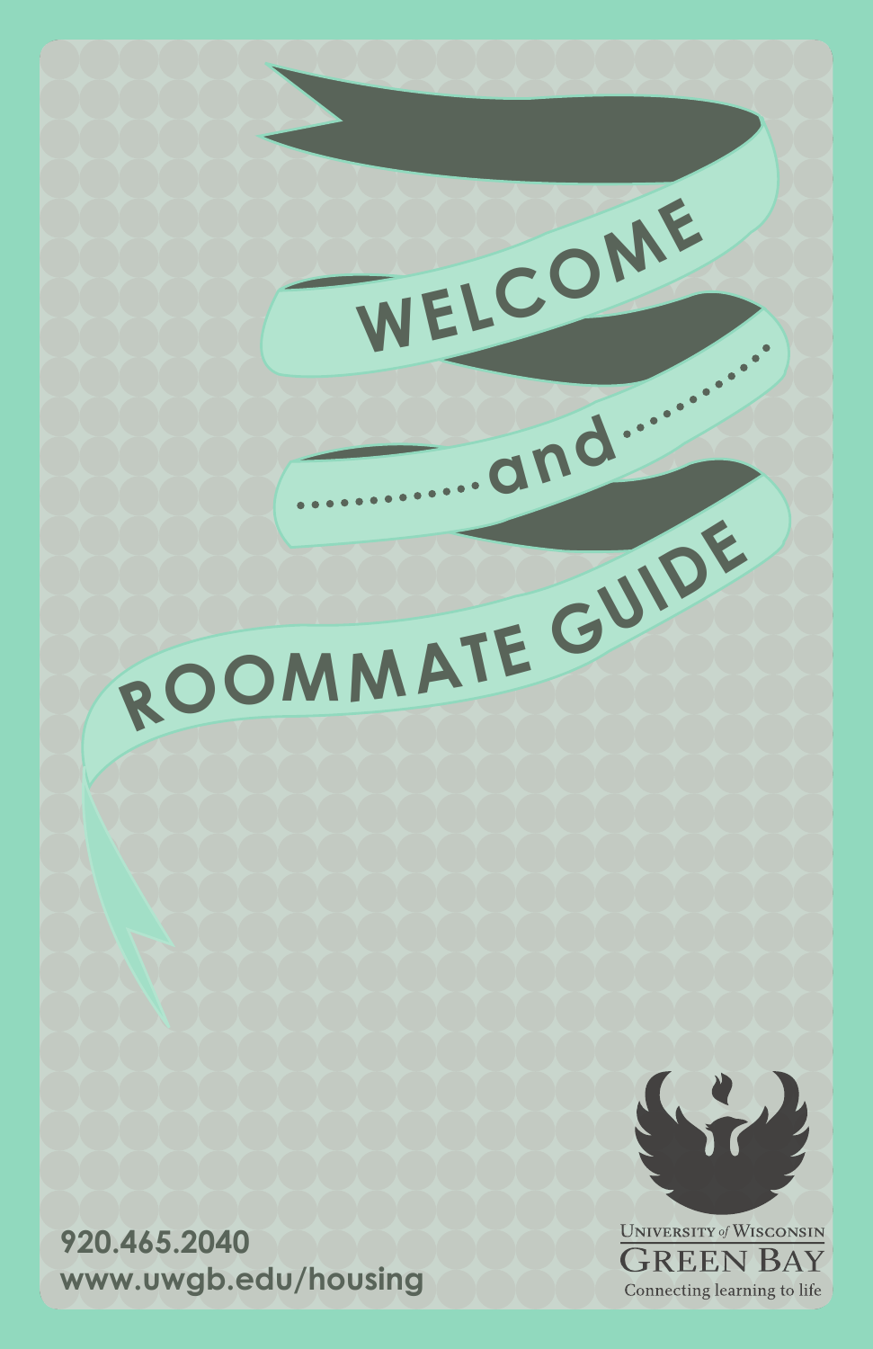# WELCOME ...........and........... ROOMMATE GUIDE

920.465.2040
www.uwgb.edu/housing

University *of* Wisconsin
Green Bay
Connecting learning to life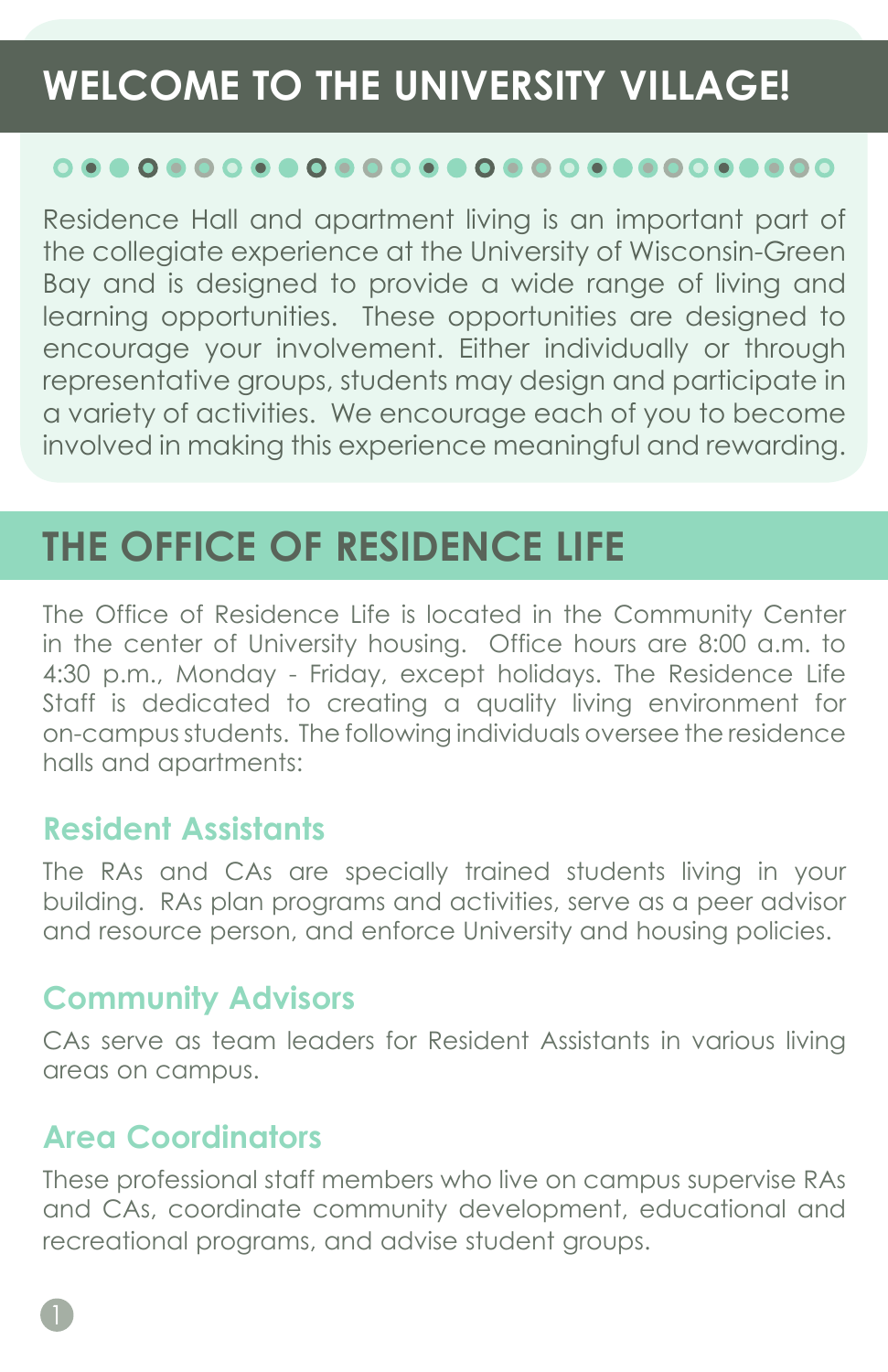# WELCOME TO THE UNIVERSITY VILLAGE!

Residence Hall and apartment living is an important part of the collegiate experience at the University of Wisconsin-Green Bay and is designed to provide a wide range of living and learning opportunities. These opportunities are designed to encourage your involvement. Either individually or through representative groups, students may design and participate in a variety of activities. We encourage each of you to become involved in making this experience meaningful and rewarding.

# THE OFFICE OF RESIDENCE LIFE

The Office of Residence Life is located in the Community Center in the center of University housing. Office hours are 8:00 a.m. to 4:30 p.m., Monday - Friday, except holidays. The Residence Life Staff is dedicated to creating a quality living environment for on-campus students. The following individuals oversee the residence halls and apartments:

## Resident Assistants

The RAs and CAs are specially trained students living in your building. RAs plan programs and activities, serve as a peer advisor and resource person, and enforce University and housing policies.

## Community Advisors

CAs serve as team leaders for Resident Assistants in various living areas on campus.

## Area Coordinators

These professional staff members who live on campus supervise RAs and CAs, coordinate community development, educational and recreational programs, and advise student groups.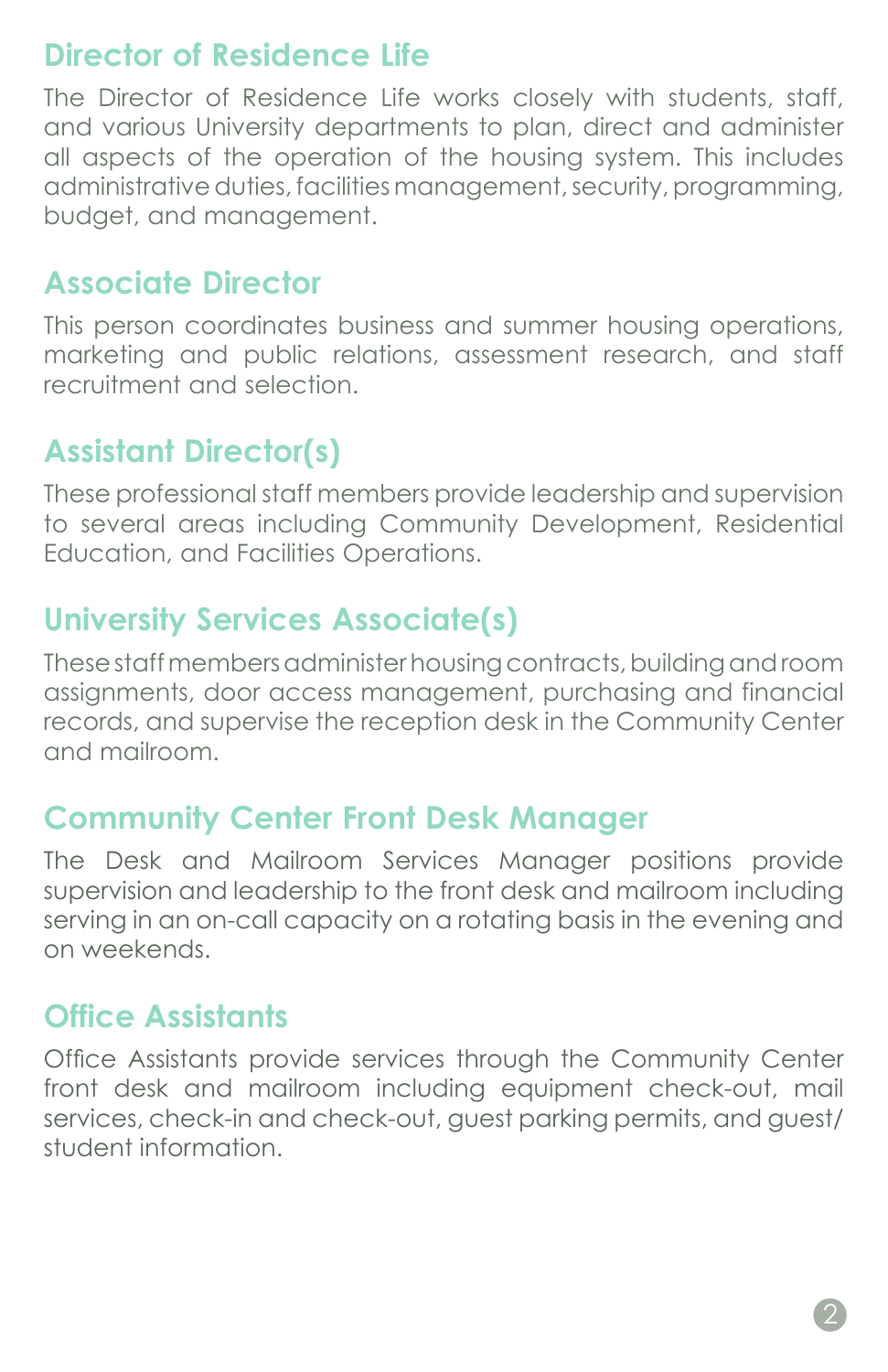## Director of Residence Life

The Director of Residence Life works closely with students, staff, and various University departments to plan, direct and administer all aspects of the operation of the housing system. This includes administrative duties, facilities management, security, programming, budget, and management.

## Associate Director

This person coordinates business and summer housing operations, marketing and public relations, assessment research, and staff recruitment and selection.

## Assistant Director(s)

These professional staff members provide leadership and supervision to several areas including Community Development, Residential Education, and Facilities Operations.

## University Services Associate(s)

These staff members administer housing contracts, building and room assignments, door access management, purchasing and financial records, and supervise the reception desk in the Community Center and mailroom.

## Community Center Front Desk Manager

The Desk and Mailroom Services Manager positions provide supervision and leadership to the front desk and mailroom including serving in an on-call capacity on a rotating basis in the evening and on weekends.

## Office Assistants

Office Assistants provide services through the Community Center front desk and mailroom including equipment check-out, mail services, check-in and check-out, guest parking permits, and guest/student information.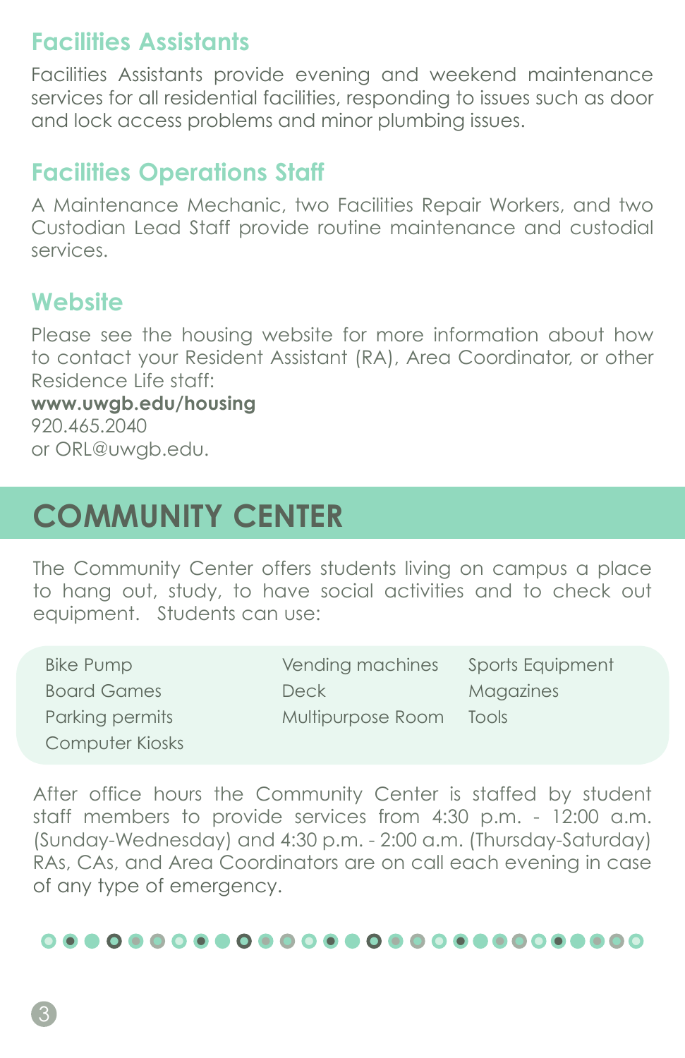### Facilities Assistants

Facilities Assistants provide evening and weekend maintenance services for all residential facilities, responding to issues such as door and lock access problems and minor plumbing issues.

### Facilities Operations Staff

A Maintenance Mechanic, two Facilities Repair Workers, and two Custodian Lead Staff provide routine maintenance and custodial services.

### Website

Please see the housing website for more information about how to contact your Resident Assistant (RA), Area Coordinator, or other Residence Life staff:
**www.uwgb.edu/housing**
920.465.2040
or ORL@uwgb.edu.

## COMMUNITY CENTER

The Community Center offers students living on campus a place to hang out, study, to have social activities and to check out equipment. Students can use:

- Bike Pump
- Board Games
- Parking permits
- Computer Kiosks
- Vending machines
- Deck
- Multipurpose Room
- Sports Equipment
- Magazines
- Tools

After office hours the Community Center is staffed by student staff members to provide services from 4:30 p.m. - 12:00 a.m. (Sunday-Wednesday) and 4:30 p.m. - 2:00 a.m. (Thursday-Saturday) RAs, CAs, and Area Coordinators are on call each evening in case of any type of emergency.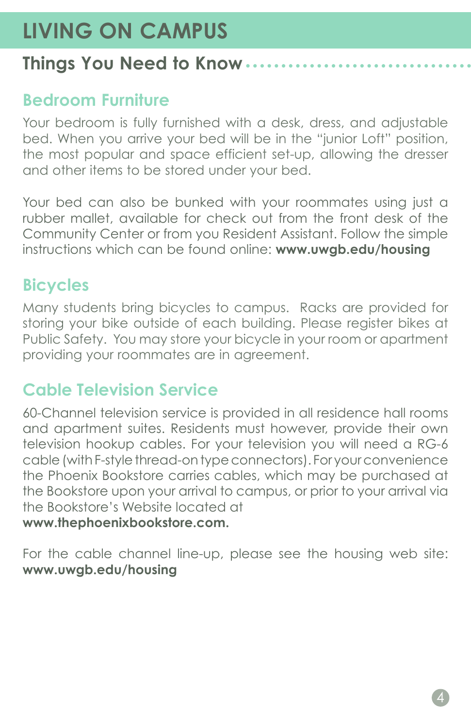# LIVING ON CAMPUS

## Things You Need to Know

### Bedroom Furniture

Your bedroom is fully furnished with a desk, dress, and adjustable bed. When you arrive your bed will be in the "junior Loft" position, the most popular and space efficient set-up, allowing the dresser and other items to be stored under your bed.

Your bed can also be bunked with your roommates using just a rubber mallet, available for check out from the front desk of the Community Center or from you Resident Assistant. Follow the simple instructions which can be found online: **www.uwgb.edu/housing**

### Bicycles

Many students bring bicycles to campus. Racks are provided for storing your bike outside of each building. Please register bikes at Public Safety. You may store your bicycle in your room or apartment providing your roommates are in agreement.

### Cable Television Service

60-Channel television service is provided in all residence hall rooms and apartment suites. Residents must however, provide their own television hookup cables. For your television you will need a RG-6 cable (with F-style thread-on type connectors). For your convenience the Phoenix Bookstore carries cables, which may be purchased at the Bookstore upon your arrival to campus, or prior to your arrival via the Bookstore's Website located at **www.thephoenixbookstore.com.**

For the cable channel line-up, please see the housing web site: **www.uwgb.edu/housing**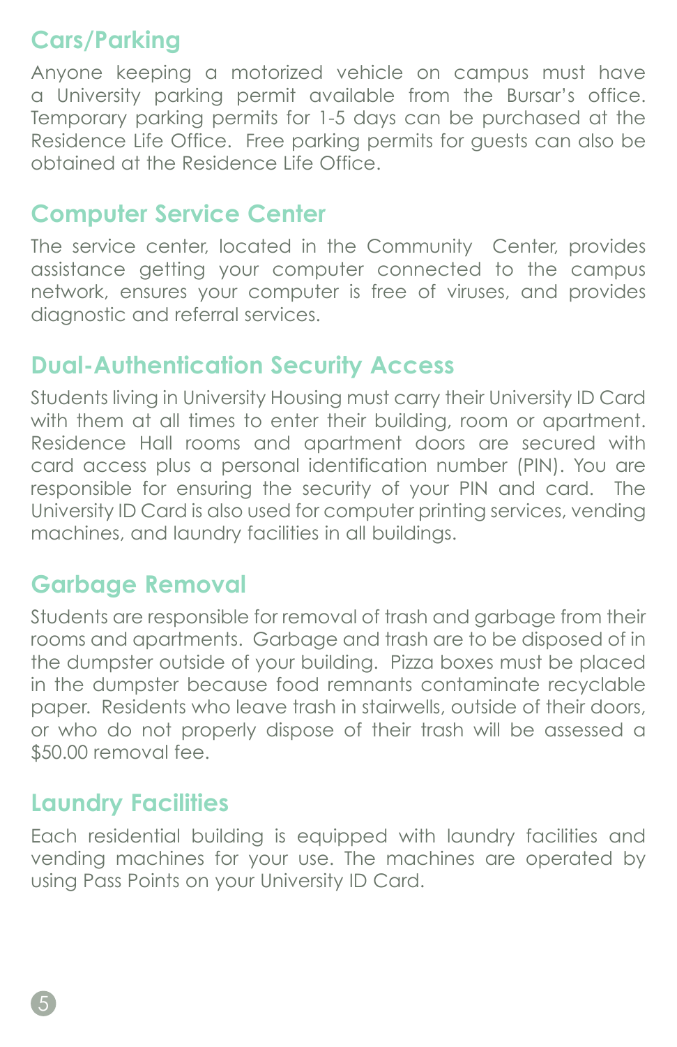## Cars/Parking

Anyone keeping a motorized vehicle on campus must have a University parking permit available from the Bursar's office. Temporary parking permits for 1-5 days can be purchased at the Residence Life Office. Free parking permits for guests can also be obtained at the Residence Life Office.

## Computer Service Center

The service center, located in the Community Center, provides assistance getting your computer connected to the campus network, ensures your computer is free of viruses, and provides diagnostic and referral services.

## Dual-Authentication Security Access

Students living in University Housing must carry their University ID Card with them at all times to enter their building, room or apartment. Residence Hall rooms and apartment doors are secured with card access plus a personal identification number (PIN). You are responsible for ensuring the security of your PIN and card. The University ID Card is also used for computer printing services, vending machines, and laundry facilities in all buildings.

## Garbage Removal

Students are responsible for removal of trash and garbage from their rooms and apartments. Garbage and trash are to be disposed of in the dumpster outside of your building. Pizza boxes must be placed in the dumpster because food remnants contaminate recyclable paper. Residents who leave trash in stairwells, outside of their doors, or who do not properly dispose of their trash will be assessed a $50.00 removal fee.

## Laundry Facilities

Each residential building is equipped with laundry facilities and vending machines for your use. The machines are operated by using Pass Points on your University ID Card.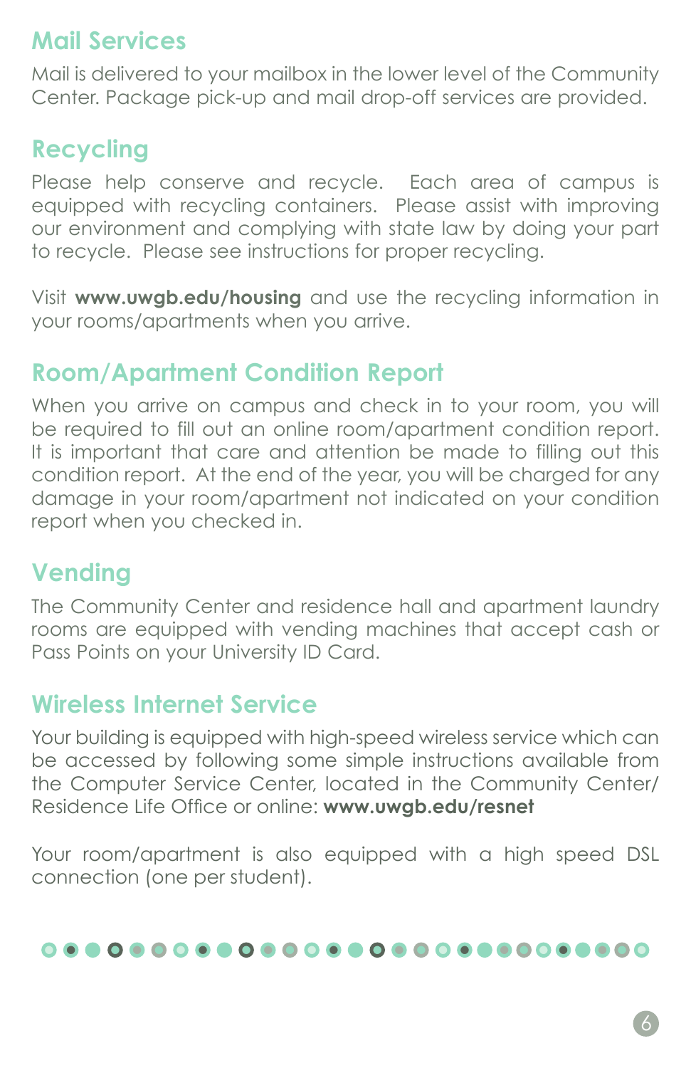## Mail Services

Mail is delivered to your mailbox in the lower level of the Community Center. Package pick-up and mail drop-off services are provided.

## Recycling

Please help conserve and recycle. Each area of campus is equipped with recycling containers. Please assist with improving our environment and complying with state law by doing your part to recycle. Please see instructions for proper recycling.

Visit **www.uwgb.edu/housing** and use the recycling information in your rooms/apartments when you arrive.

## Room/Apartment Condition Report

When you arrive on campus and check in to your room, you will be required to fill out an online room/apartment condition report. It is important that care and attention be made to filling out this condition report. At the end of the year, you will be charged for any damage in your room/apartment not indicated on your condition report when you checked in.

## Vending

The Community Center and residence hall and apartment laundry rooms are equipped with vending machines that accept cash or Pass Points on your University ID Card.

## Wireless Internet Service

Your building is equipped with high-speed wireless service which can be accessed by following some simple instructions available from the Computer Service Center, located in the Community Center/ Residence Life Office or online: **www.uwgb.edu/resnet**

Your room/apartment is also equipped with a high speed DSL connection (one per student).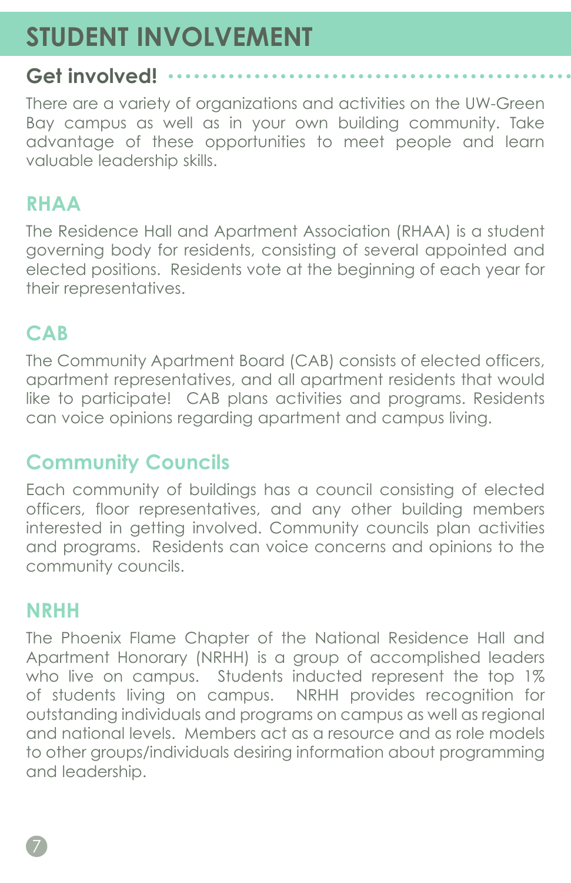# STUDENT INVOLVEMENT

## Get involved!

There are a variety of organizations and activities on the UW-Green Bay campus as well as in your own building community. Take advantage of these opportunities to meet people and learn valuable leadership skills.

### RHAA

The Residence Hall and Apartment Association (RHAA) is a student governing body for residents, consisting of several appointed and elected positions. Residents vote at the beginning of each year for their representatives.

### CAB

The Community Apartment Board (CAB) consists of elected officers, apartment representatives, and all apartment residents that would like to participate! CAB plans activities and programs. Residents can voice opinions regarding apartment and campus living.

### Community Councils

Each community of buildings has a council consisting of elected officers, floor representatives, and any other building members interested in getting involved. Community councils plan activities and programs. Residents can voice concerns and opinions to the community councils.

### NRHH

The Phoenix Flame Chapter of the National Residence Hall and Apartment Honorary (NRHH) is a group of accomplished leaders who live on campus. Students inducted represent the top 1% of students living on campus. NRHH provides recognition for outstanding individuals and programs on campus as well as regional and national levels. Members act as a resource and as role models to other groups/individuals desiring information about programming and leadership.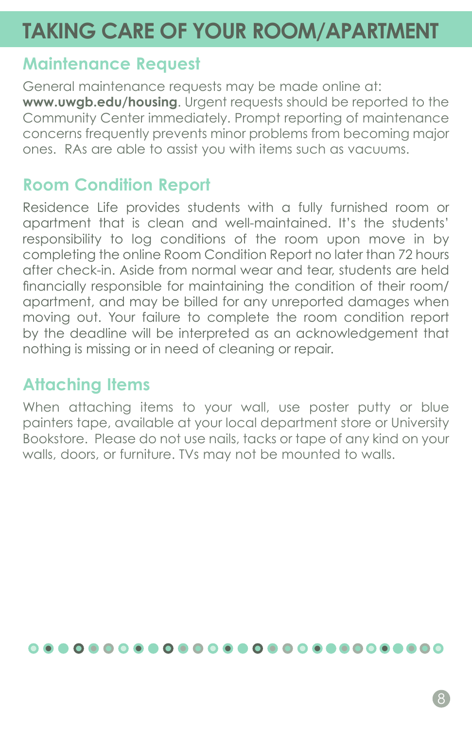# TAKING CARE OF YOUR ROOM/APARTMENT

## Maintenance Request

General maintenance requests may be made online at: **www.uwgb.edu/housing**. Urgent requests should be reported to the Community Center immediately. Prompt reporting of maintenance concerns frequently prevents minor problems from becoming major ones. RAs are able to assist you with items such as vacuums.

## Room Condition Report

Residence Life provides students with a fully furnished room or apartment that is clean and well-maintained. It's the students' responsibility to log conditions of the room upon move in by completing the online Room Condition Report no later than 72 hours after check-in. Aside from normal wear and tear, students are held financially responsible for maintaining the condition of their room/apartment, and may be billed for any unreported damages when moving out. Your failure to complete the room condition report by the deadline will be interpreted as an acknowledgement that nothing is missing or in need of cleaning or repair.

## Attaching Items

When attaching items to your wall, use poster putty or blue painters tape, available at your local department store or University Bookstore. Please do not use nails, tacks or tape of any kind on your walls, doors, or furniture. TVs may not be mounted to walls.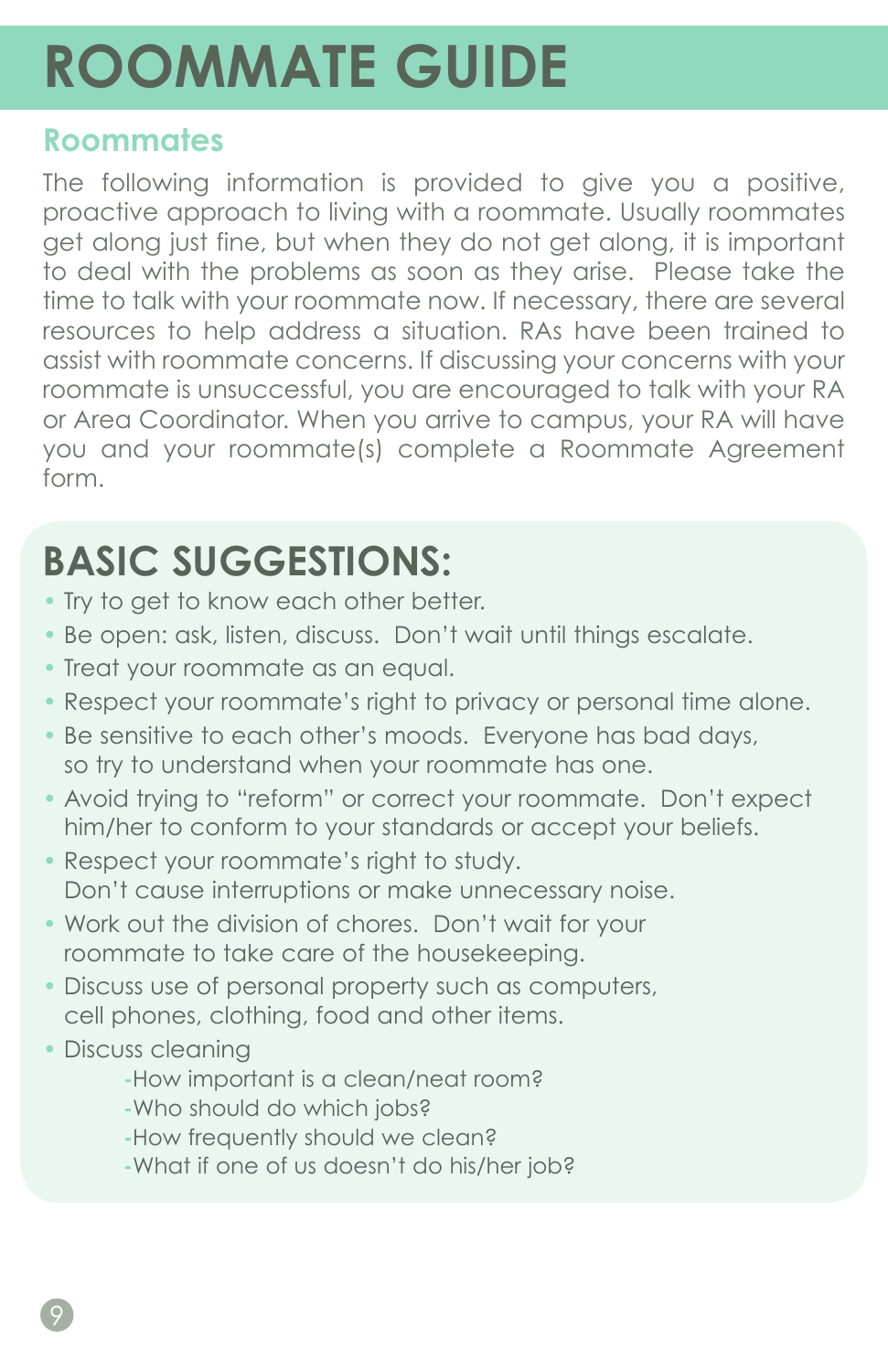# ROOMMATE GUIDE

## Roommates

The following information is provided to give you a positive, proactive approach to living with a roommate. Usually roommates get along just fine, but when they do not get along, it is important to deal with the problems as soon as they arise. Please take the time to talk with your roommate now. If necessary, there are several resources to help address a situation. RAs have been trained to assist with roommate concerns. If discussing your concerns with your roommate is unsuccessful, you are encouraged to talk with your RA or Area Coordinator. When you arrive to campus, your RA will have you and your roommate(s) complete a Roommate Agreement form.

## BASIC SUGGESTIONS:

- Try to get to know each other better.
- Be open: ask, listen, discuss. Don't wait until things escalate.
- Treat your roommate as an equal.
- Respect your roommate's right to privacy or personal time alone.
- Be sensitive to each other's moods. Everyone has bad days, so try to understand when your roommate has one.
- Avoid trying to "reform" or correct your roommate. Don't expect him/her to conform to your standards or accept your beliefs.
- Respect your roommate's right to study. Don't cause interruptions or make unnecessary noise.
- Work out the division of chores. Don't wait for your roommate to take care of the housekeeping.
- Discuss use of personal property such as computers, cell phones, clothing, food and other items.
- Discuss cleaning
  - How important is a clean/neat room?
  - Who should do which jobs?
  - How frequently should we clean?
  - What if one of us doesn't do his/her job?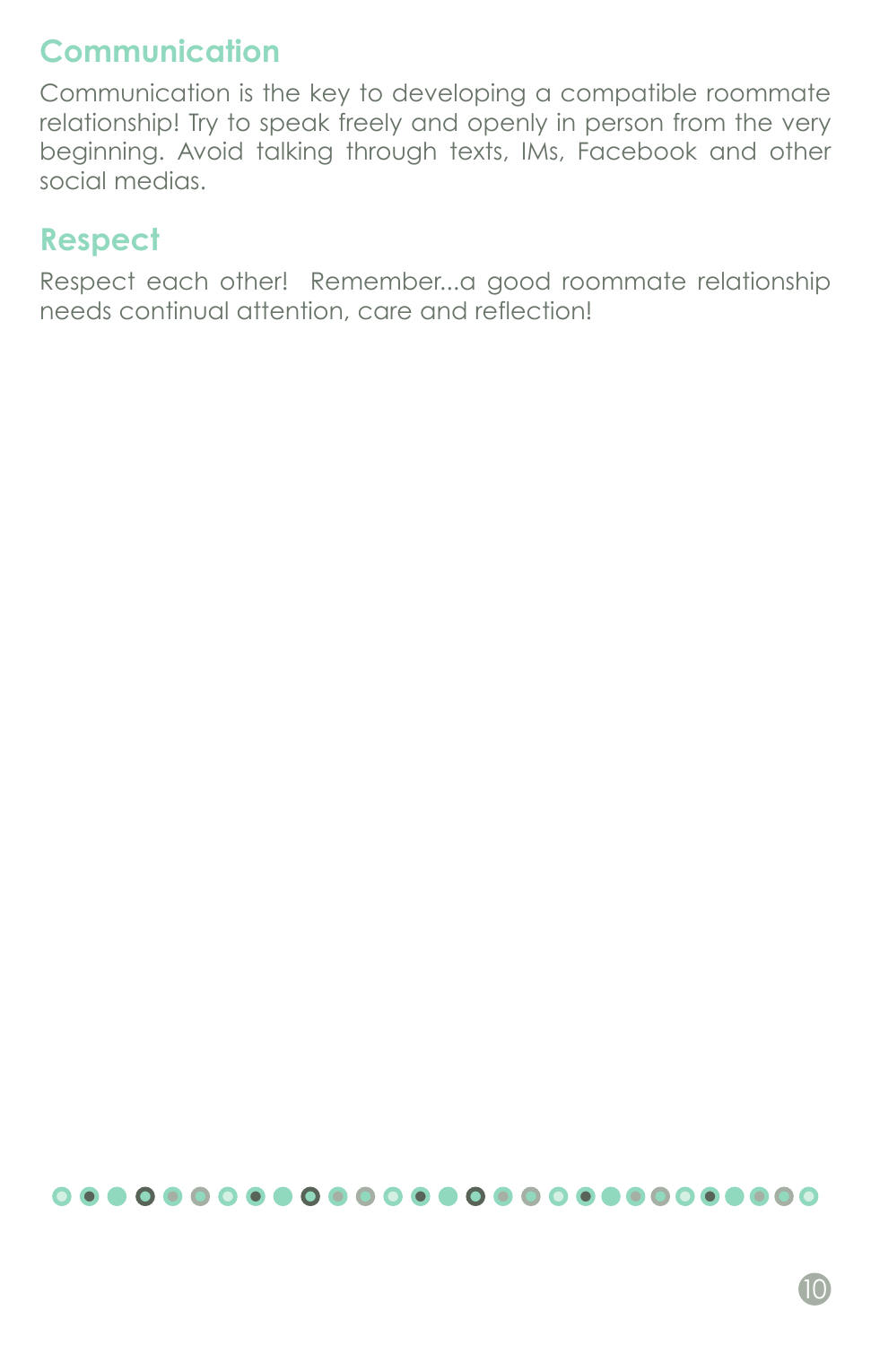## Communication

Communication is the key to developing a compatible roommate relationship! Try to speak freely and openly in person from the very beginning. Avoid talking through texts, IMs, Facebook and other social medias.

## Respect

Respect each other!  Remember...a good roommate relationship needs continual attention, care and reflection!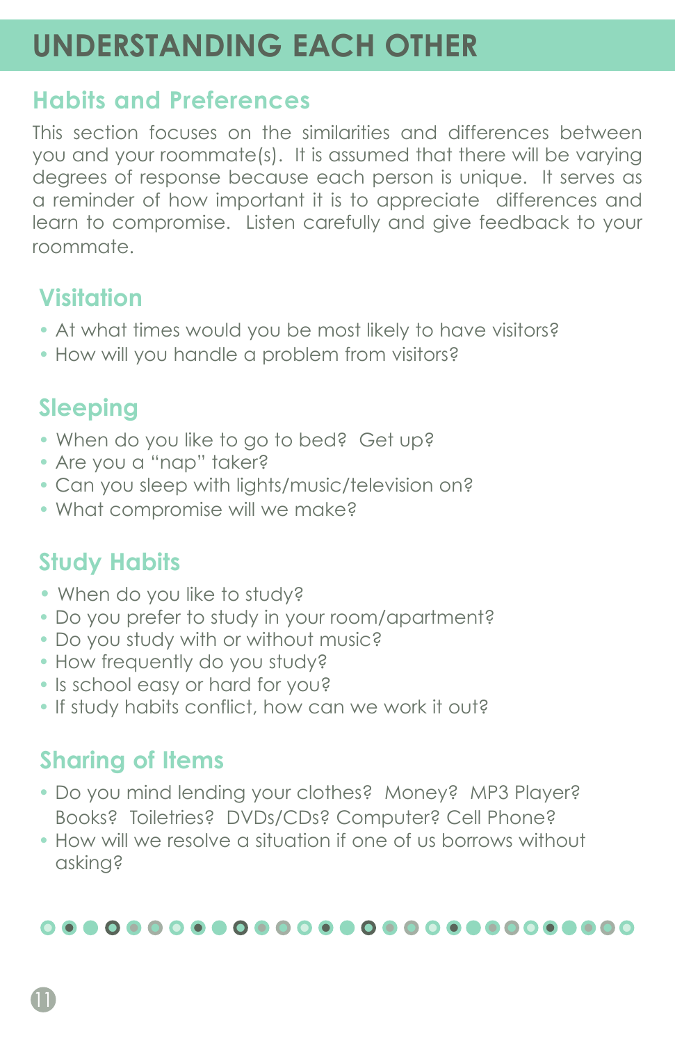# UNDERSTANDING EACH OTHER

## Habits and Preferences

This section focuses on the similarities and differences between you and your roommate(s). It is assumed that there will be varying degrees of response because each person is unique. It serves as a reminder of how important it is to appreciate differences and learn to compromise. Listen carefully and give feedback to your roommate.

### Visitation

- At what times would you be most likely to have visitors?
- How will you handle a problem from visitors?

### Sleeping

- When do you like to go to bed? Get up?
- Are you a "nap" taker?
- Can you sleep with lights/music/television on?
- What compromise will we make?

### Study Habits

- When do you like to study?
- Do you prefer to study in your room/apartment?
- Do you study with or without music?
- How frequently do you study?
- Is school easy or hard for you?
- If study habits conflict, how can we work it out?

### Sharing of Items

- Do you mind lending your clothes? Money? MP3 Player? Books? Toiletries? DVDs/CDs? Computer? Cell Phone?
- How will we resolve a situation if one of us borrows without asking?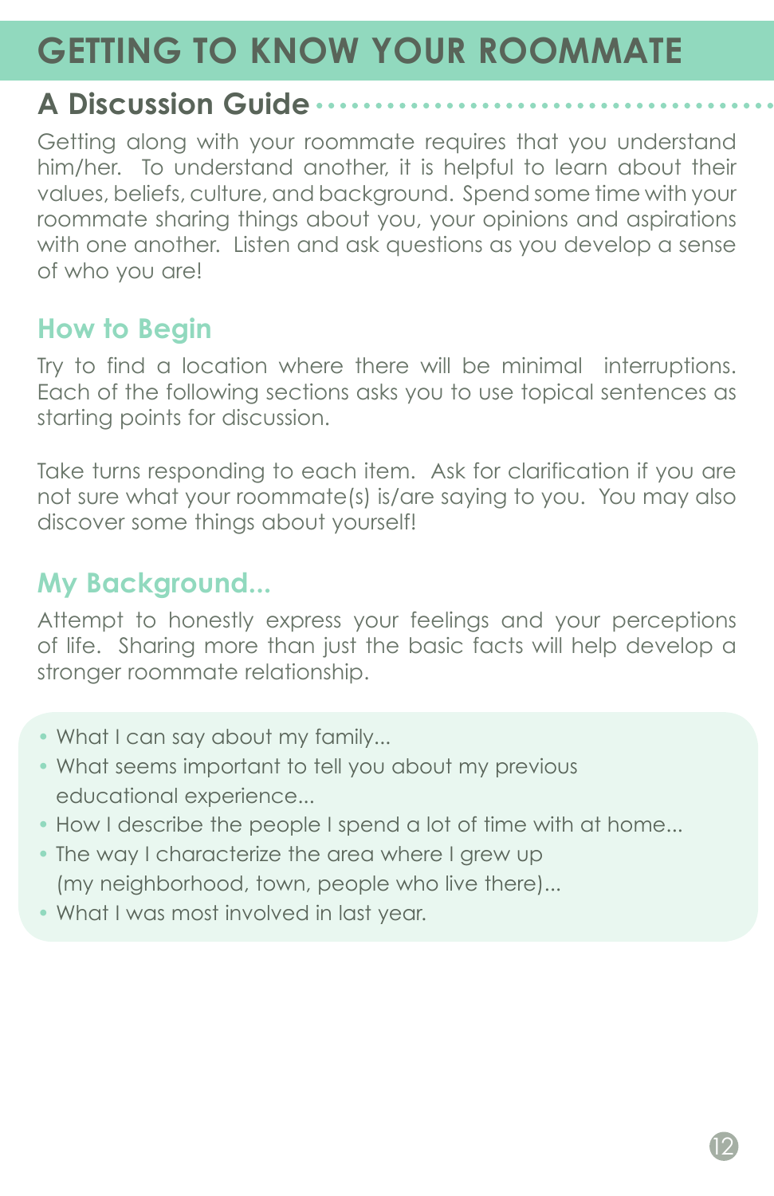# GETTING TO KNOW YOUR ROOMMATE

## A Discussion Guide

Getting along with your roommate requires that you understand him/her. To understand another, it is helpful to learn about their values, beliefs, culture, and background. Spend some time with your roommate sharing things about you, your opinions and aspirations with one another. Listen and ask questions as you develop a sense of who you are!

### How to Begin

Try to find a location where there will be minimal interruptions. Each of the following sections asks you to use topical sentences as starting points for discussion.

Take turns responding to each item. Ask for clarification if you are not sure what your roommate(s) is/are saying to you. You may also discover some things about yourself!

### My Background...

Attempt to honestly express your feelings and your perceptions of life. Sharing more than just the basic facts will help develop a stronger roommate relationship.

- What I can say about my family...
- What seems important to tell you about my previous educational experience...
- How I describe the people I spend a lot of time with at home...
- The way I characterize the area where I grew up (my neighborhood, town, people who live there)...
- What I was most involved in last year.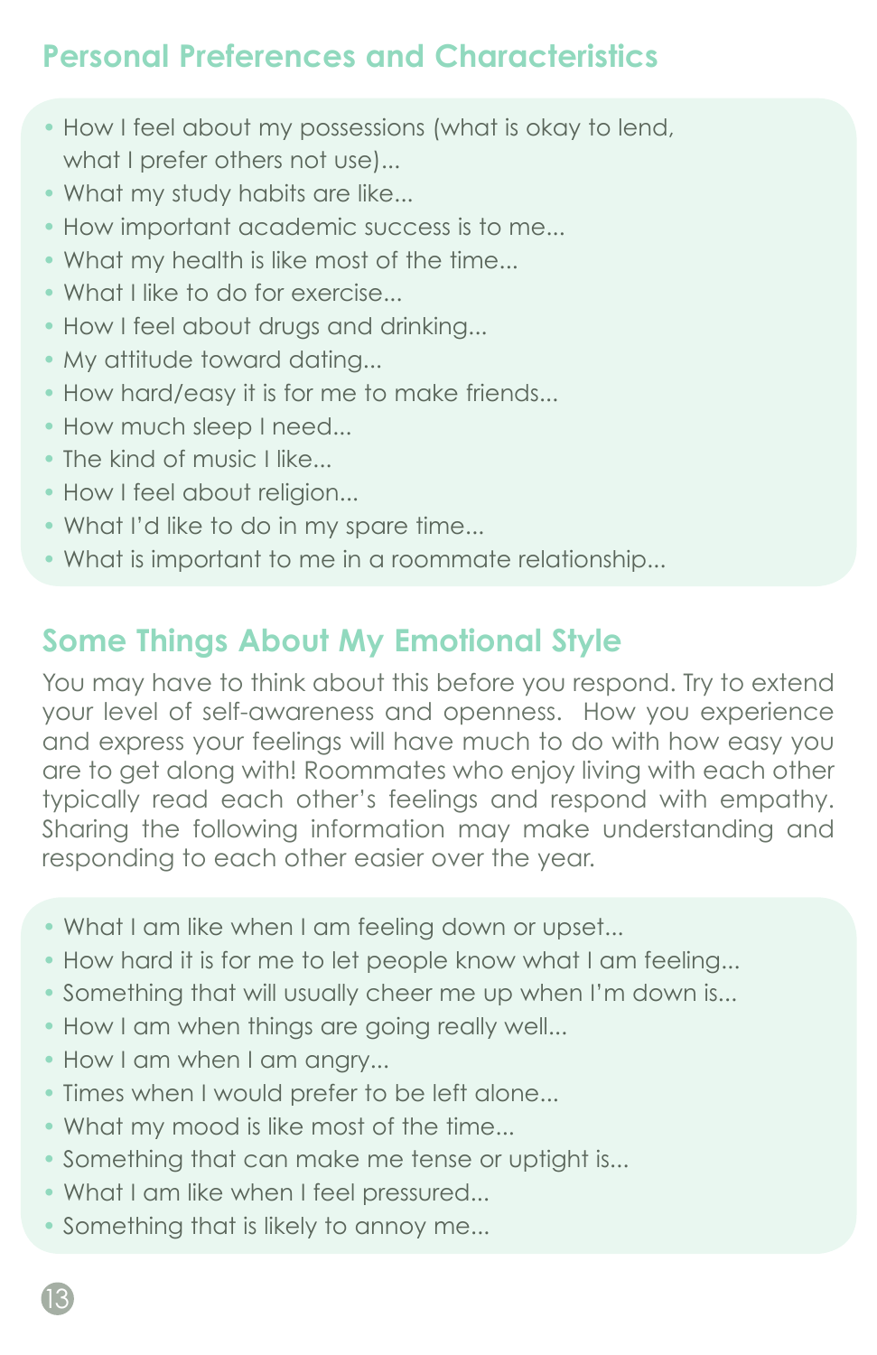## Personal Preferences and Characteristics

- How I feel about my possessions (what is okay to lend, what I prefer others not use)...
- What my study habits are like...
- How important academic success is to me...
- What my health is like most of the time...
- What I like to do for exercise...
- How I feel about drugs and drinking...
- My attitude toward dating...
- How hard/easy it is for me to make friends...
- How much sleep I need...
- The kind of music I like...
- How I feel about religion...
- What I'd like to do in my spare time...
- What is important to me in a roommate relationship...

## Some Things About My Emotional Style

You may have to think about this before you respond. Try to extend your level of self-awareness and openness. How you experience and express your feelings will have much to do with how easy you are to get along with! Roommates who enjoy living with each other typically read each other's feelings and respond with empathy. Sharing the following information may make understanding and responding to each other easier over the year.

- What I am like when I am feeling down or upset...
- How hard it is for me to let people know what I am feeling...
- Something that will usually cheer me up when I'm down is...
- How I am when things are going really well...
- How I am when I am angry...
- Times when I would prefer to be left alone...
- What my mood is like most of the time...
- Something that can make me tense or uptight is...
- What I am like when I feel pressured...
- Something that is likely to annoy me...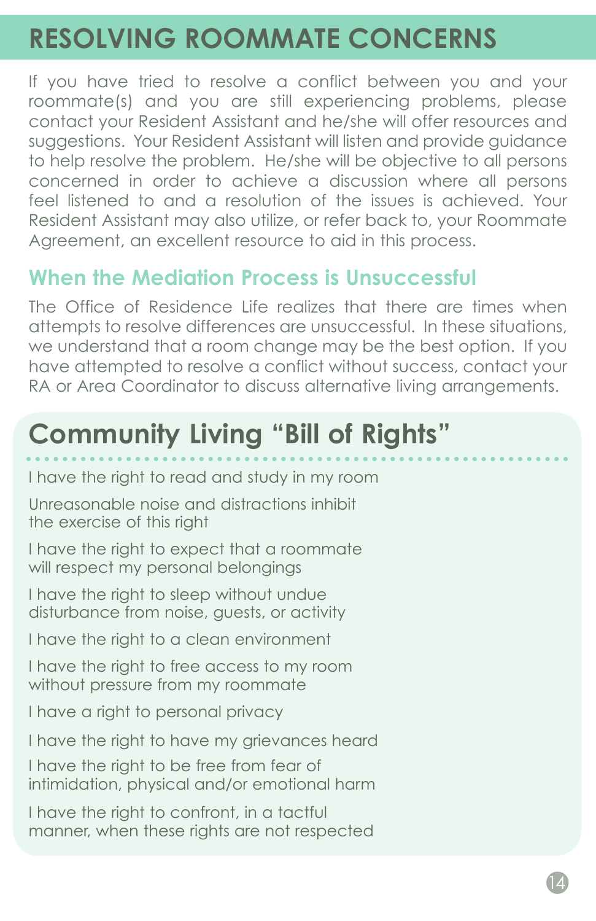# RESOLVING ROOMMATE CONCERNS

If you have tried to resolve a conflict between you and your roommate(s) and you are still experiencing problems, please contact your Resident Assistant and he/she will offer resources and suggestions. Your Resident Assistant will listen and provide guidance to help resolve the problem. He/she will be objective to all persons concerned in order to achieve a discussion where all persons feel listened to and a resolution of the issues is achieved. Your Resident Assistant may also utilize, or refer back to, your Roommate Agreement, an excellent resource to aid in this process.

## When the Mediation Process is Unsuccessful

The Office of Residence Life realizes that there are times when attempts to resolve differences are unsuccessful. In these situations, we understand that a room change may be the best option. If you have attempted to resolve a conflict without success, contact your RA or Area Coordinator to discuss alternative living arrangements.

## Community Living "Bill of Rights"

I have the right to read and study in my room

Unreasonable noise and distractions inhibit the exercise of this right

I have the right to expect that a roommate will respect my personal belongings

I have the right to sleep without undue disturbance from noise, guests, or activity

I have the right to a clean environment

I have the right to free access to my room without pressure from my roommate

I have a right to personal privacy

I have the right to have my grievances heard

I have the right to be free from fear of intimidation, physical and/or emotional harm

I have the right to confront, in a tactful manner, when these rights are not respected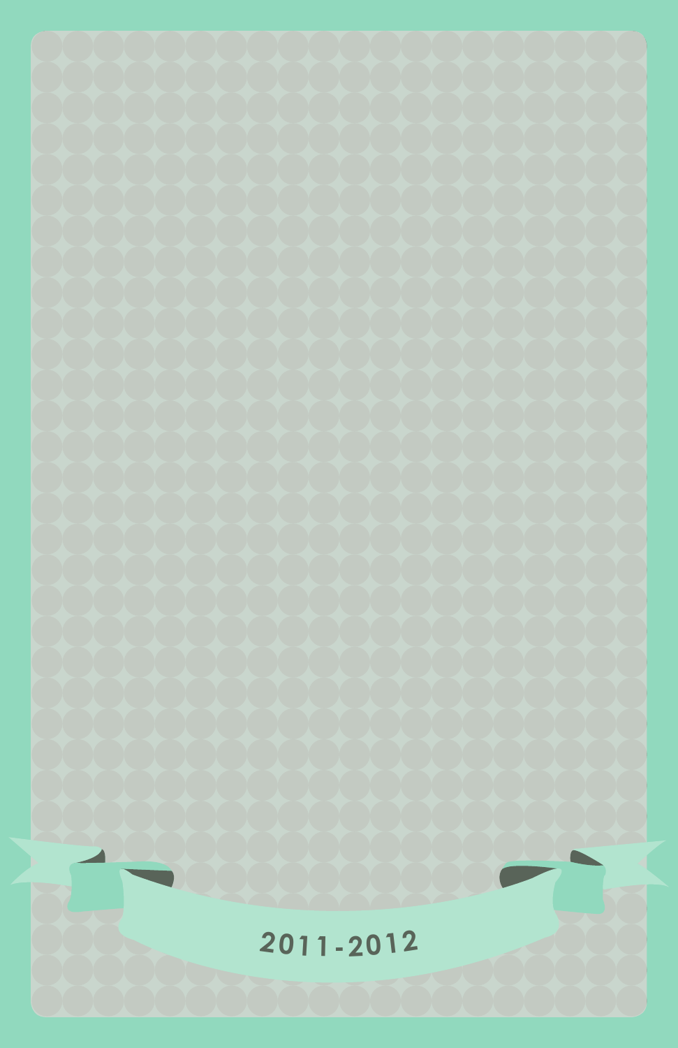2011-2012